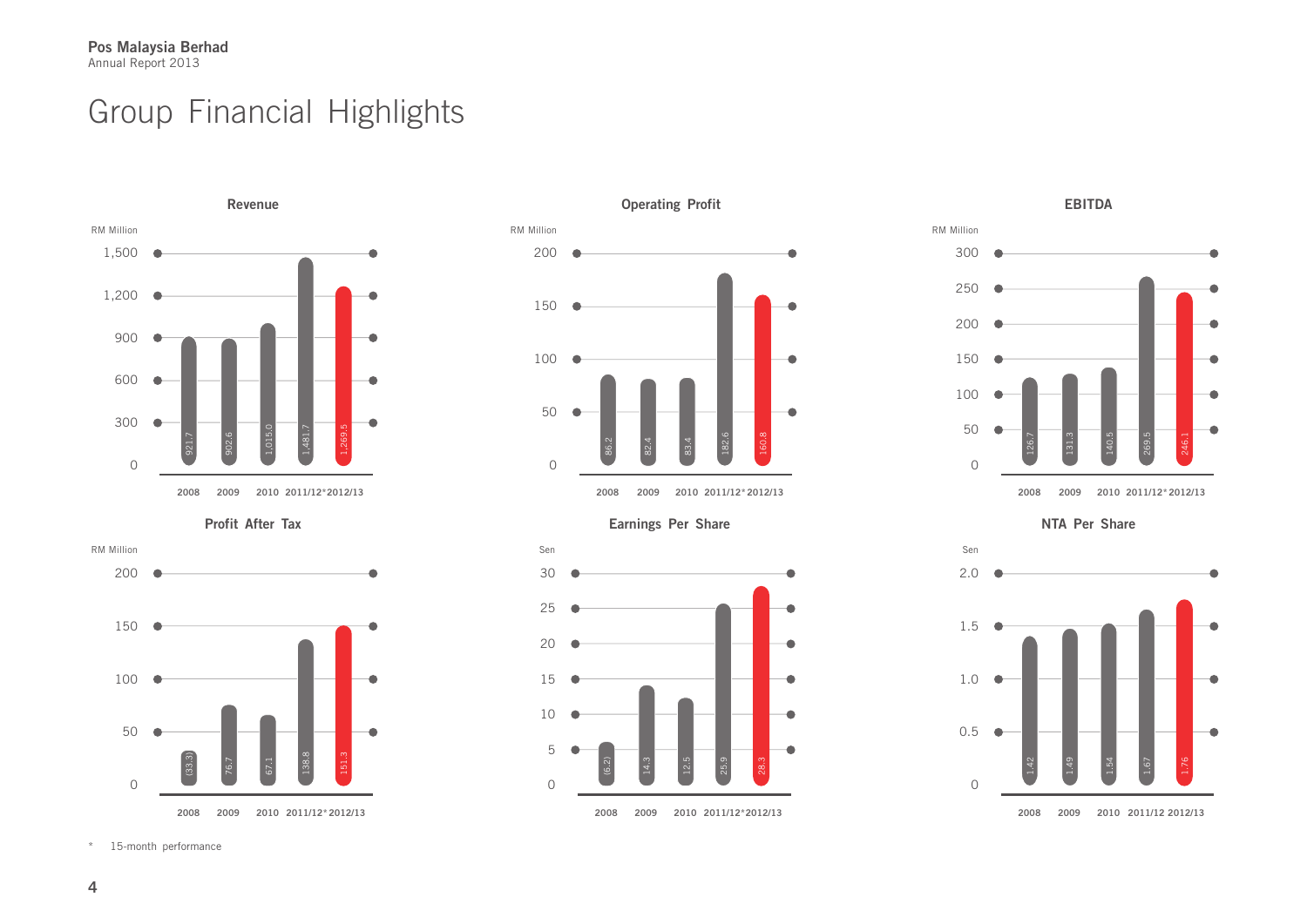# Group Financial Highlights

### Revenue

RM Million

| Year | Revenue |
|---|---|
| 2008 | 921.7 |
| 2009 | 902.6 |
| 2010 | 1,015.0 |
| 2011/12* | 1,481.7 |
| 2012/13 | 1,269.5 |

### Operating Profit

RM Million

| Year | Operating Profit |
|---|---|
| 2008 | 86.2 |
| 2009 | 82.4 |
| 2010 | 83.4 |
| 2011/12* | 182.6 |
| 2012/13 | 160.8 |

### EBITDA

RM Million

| Year | EBITDA |
|---|---|
| 2008 | 126.7 |
| 2009 | 131.3 |
| 2010 | 140.5 |
| 2011/12* | 269.5 |
| 2012/13 | 246.1 |

### Profit After Tax

RM Million

| Year | Profit After Tax |
|---|---|
| 2008 | (33.3) |
| 2009 | 76.7 |
| 2010 | 67.1 |
| 2011/12* | 138.8 |
| 2012/13 | 151.3 |

### Earnings Per Share

Sen

| Year | Earnings Per Share |
|---|---|
| 2008 | (6.2) |
| 2009 | 14.3 |
| 2010 | 12.5 |
| 2011/12* | 25.9 |
| 2012/13 | 28.3 |

### NTA Per Share

Sen

| Year | NTA Per Share |
|---|---|
| 2008 | 1.42 |
| 2009 | 1.49 |
| 2010 | 1.54 |
| 2011/12 | 1.67 |
| 2012/13 | 1.76 |

\* 15-month performance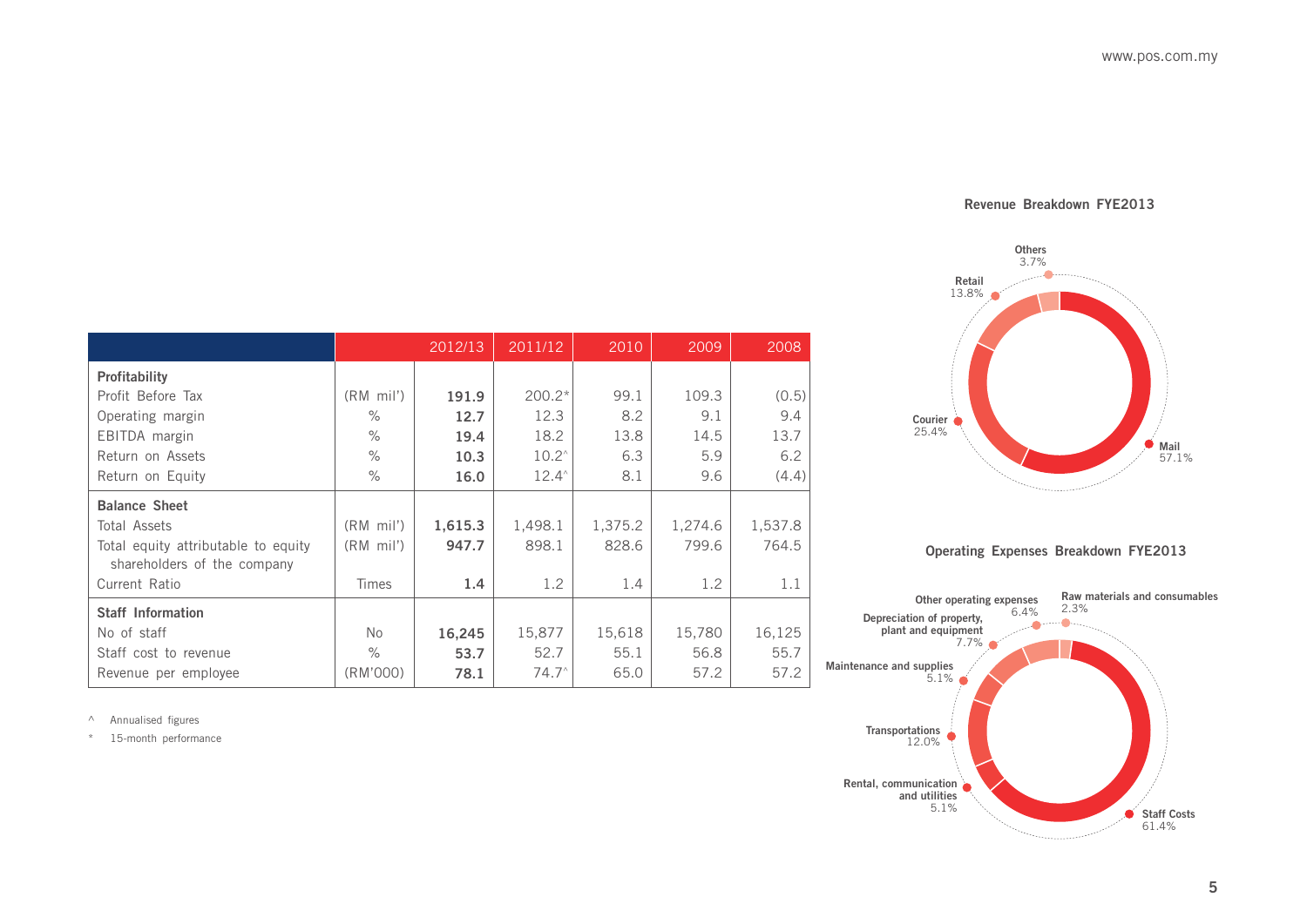| | | 2012/13 | 2011/12 | 2010 | 2009 | 2008 |
|---|---|---|---|---|---|---|
| **Profitability** | | | | | | |
| Profit Before Tax | (RM mil') | **191.9** | 200.2* | 99.1 | 109.3 | (0.5) |
| Operating margin | % | **12.7** | 12.3 | 8.2 | 9.1 | 9.4 |
| EBITDA margin | % | **19.4** | 18.2 | 13.8 | 14.5 | 13.7 |
| Return on Assets | % | **10.3** | 10.2^ | 6.3 | 5.9 | 6.2 |
| Return on Equity | % | **16.0** | 12.4^ | 8.1 | 9.6 | (4.4) |
| **Balance Sheet** | | | | | | |
| Total Assets | (RM mil') | **1,615.3** | 1,498.1 | 1,375.2 | 1,274.6 | 1,537.8 |
| Total equity attributable to equity shareholders of the company | (RM mil') | **947.7** | 898.1 | 828.6 | 799.6 | 764.5 |
| Current Ratio | Times | **1.4** | 1.2 | 1.4 | 1.2 | 1.1 |
| **Staff Information** | | | | | | |
| No of staff | No | **16,245** | 15,877 | 15,618 | 15,780 | 16,125 |
| Staff cost to revenue | % | **53.7** | 52.7 | 55.1 | 56.8 | 55.7 |
| Revenue per employee | (RM'000) | **78.1** | 74.7^ | 65.0 | 57.2 | 57.2 |

^ Annualised figures

* 15-month performance

**Revenue Breakdown FYE2013**

Others 3.7%
Retail 13.8%
Courier 25.4%
Mail 57.1%

**Operating Expenses Breakdown FYE2013**

Other operating expenses 6.4%
Raw materials and consumables 2.3%
Depreciation of property, plant and equipment 7.7%
Maintenance and supplies 5.1%
Transportations 12.0%
Rental, communication and utilities 5.1%
Staff Costs 61.4%